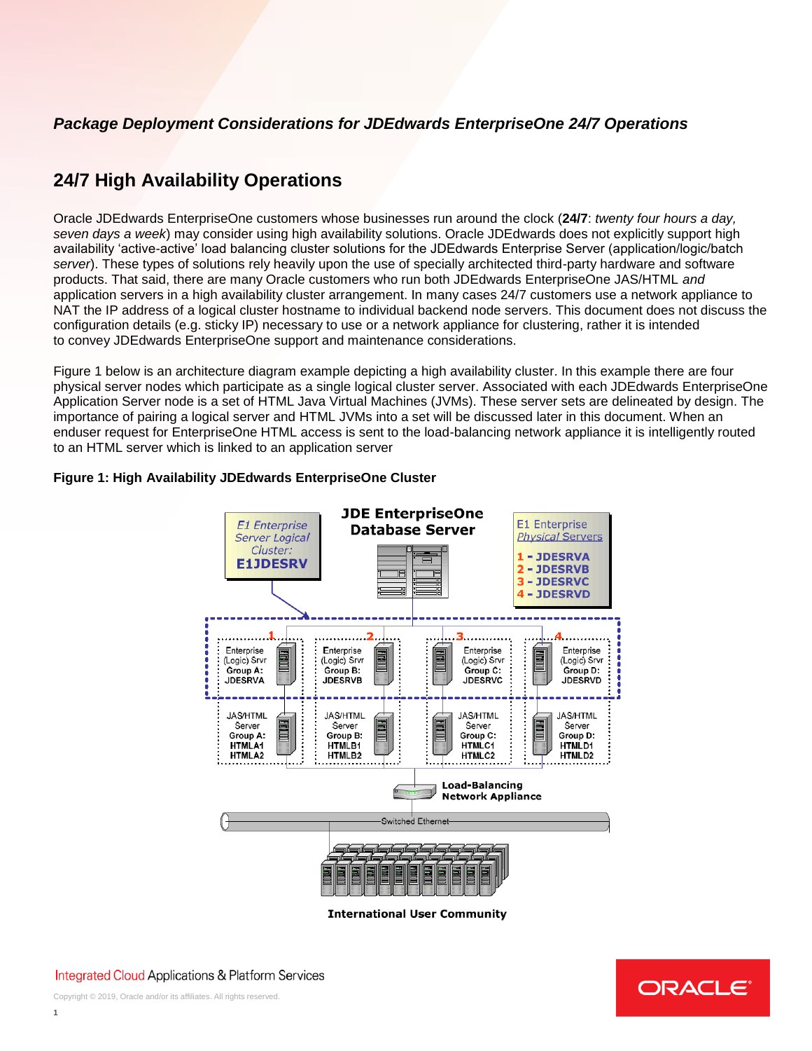*Package Deployment Considerations for JDEdwards EnterpriseOne 24/7 Operations*

## 24/7 High Availability Operations

Oracle JDEdwards EnterpriseOne customers whose businesses run around the clock (**24/7**: *twenty four hours a day, seven days a week*) may consider using high availability solutions. Oracle JDEdwards does not explicitly support high availability 'active-active' load balancing cluster solutions for the JDEdwards Enterprise Server (application/logic/batch *server*). These types of solutions rely heavily upon the use of specially architected third-party hardware and software products. That said, there are many Oracle customers who run both JDEdwards EnterpriseOne JAS/HTML *and* application servers in a high availability cluster arrangement. In many cases 24/7 customers use a network appliance to NAT the IP address of a logical cluster hostname to individual backend node servers. This document does not discuss the configuration details (e.g. sticky IP) necessary to use or a network appliance for clustering, rather it is intended to convey JDEdwards EnterpriseOne support and maintenance considerations.

Figure 1 below is an architecture diagram example depicting a high availability cluster. In this example there are four physical server nodes which participate as a single logical cluster server. Associated with each JDEdwards EnterpriseOne Application Server node is a set of HTML Java Virtual Machines (JVMs). These server sets are delineated by design. The importance of pairing a logical server and HTML JVMs into a set will be discussed later in this document. When an enduser request for EnterpriseOne HTML access is sent to the load-balancing network appliance it is intelligently routed to an HTML server which is linked to an application server

**Figure 1: High Availability JDEdwards EnterpriseOne Cluster**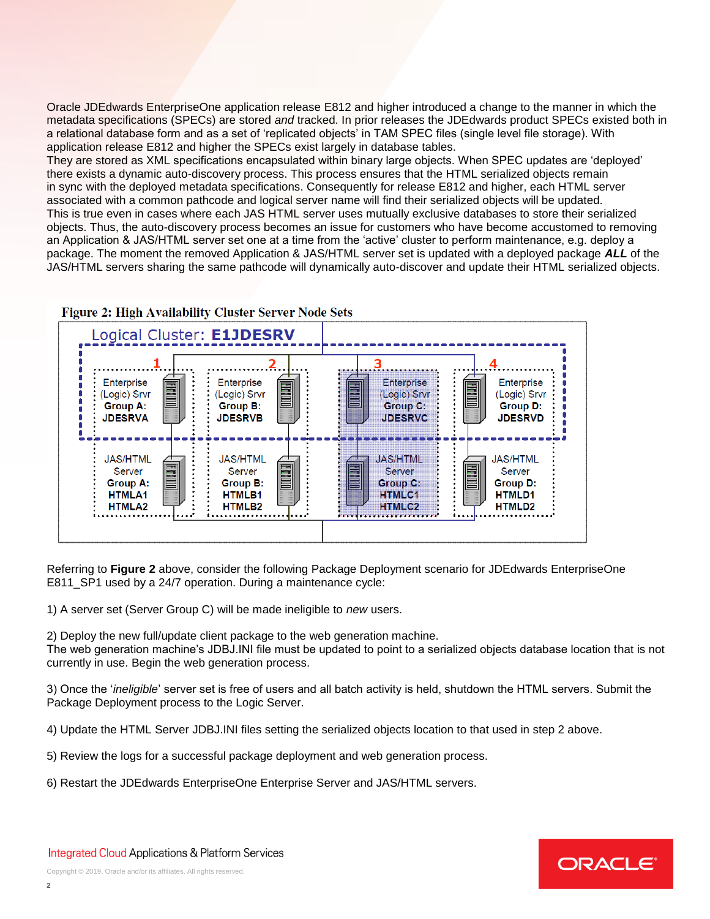Oracle JDEdwards EnterpriseOne application release E812 and higher introduced a change to the manner in which the metadata specifications (SPECs) are stored *and* tracked. In prior releases the JDEdwards product SPECs existed both in a relational database form and as a set of 'replicated objects' in TAM SPEC files (single level file storage). With application release E812 and higher the SPECs exist largely in database tables.
They are stored as XML specifications encapsulated within binary large objects. When SPEC updates are 'deployed' there exists a dynamic auto-discovery process. This process ensures that the HTML serialized objects remain in sync with the deployed metadata specifications. Consequently for release E812 and higher, each HTML server associated with a common pathcode and logical server name will find their serialized objects will be updated.
This is true even in cases where each JAS HTML server uses mutually exclusive databases to store their serialized objects. Thus, the auto-discovery process becomes an issue for customers who have become accustomed to removing an Application & JAS/HTML server set one at a time from the 'active' cluster to perform maintenance, e.g. deploy a package. The moment the removed Application & JAS/HTML server set is updated with a deployed package ***ALL*** of the JAS/HTML servers sharing the same pathcode will dynamically auto-discover and update their HTML serialized objects.

**Figure 2: High Availability Cluster Server Node Sets**

Logical Cluster: **E1JDESRV**

| 1 | 2 | 3 | 4 |
|---|---|---|---|
| Enterprise (Logic) Srvr **Group A: JDESRVA** | Enterprise (Logic) Srvr **Group B: JDESRVB** | Enterprise (Logic) Srvr **Group C: JDESRVC** | Enterprise (Logic) Srvr **Group D: JDESRVD** |
| JAS/HTML Server **Group A: HTMLA1 HTMLA2** | JAS/HTML Server **Group B: HTMLB1 HTMLB2** | JAS/HTML Server **Group C: HTMLC1 HTMLC2** | JAS/HTML Server **Group D: HTMLD1 HTMLD2** |

Referring to **Figure 2** above, consider the following Package Deployment scenario for JDEdwards EnterpriseOne E811_SP1 used by a 24/7 operation. During a maintenance cycle:

1) A server set (Server Group C) will be made ineligible to *new* users.

2) Deploy the new full/update client package to the web generation machine.
The web generation machine's JDBJ.INI file must be updated to point to a serialized objects database location that is not currently in use. Begin the web generation process.

3) Once the '*ineligible*' server set is free of users and all batch activity is held, shutdown the HTML servers. Submit the Package Deployment process to the Logic Server.

4) Update the HTML Server JDBJ.INI files setting the serialized objects location to that used in step 2 above.

5) Review the logs for a successful package deployment and web generation process.

6) Restart the JDEdwards EnterpriseOne Enterprise Server and JAS/HTML servers.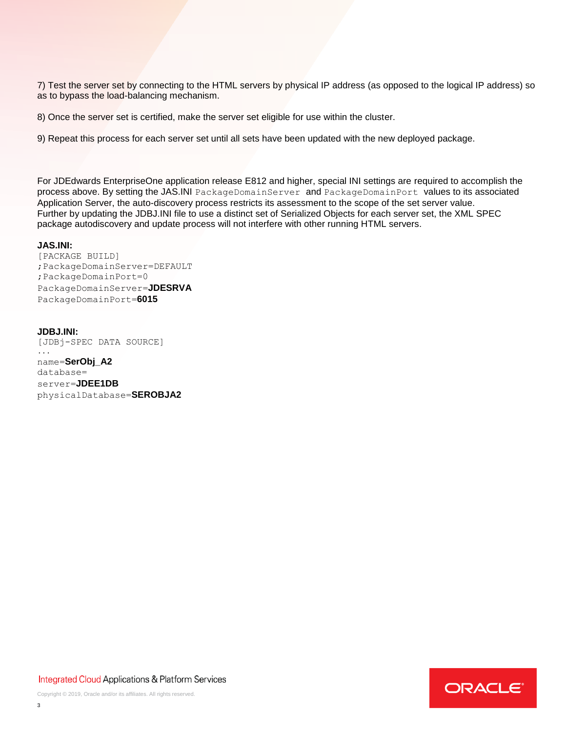7) Test the server set by connecting to the HTML servers by physical IP address (as opposed to the logical IP address) so as to bypass the load-balancing mechanism.

8) Once the server set is certified, make the server set eligible for use within the cluster.

9) Repeat this process for each server set until all sets have been updated with the new deployed package.

For JDEdwards EnterpriseOne application release E812 and higher, special INI settings are required to accomplish the process above. By setting the JAS.INI `PackageDomainServer` and `PackageDomainPort` values to its associated Application Server, the auto-discovery process restricts its assessment to the scope of the set server value. Further by updating the JDBJ.INI file to use a distinct set of Serialized Objects for each server set, the XML SPEC package autodiscovery and update process will not interfere with other running HTML servers.

**JAS.INI:**

```
[PACKAGE BUILD]
;PackageDomainServer=DEFAULT
;PackageDomainPort=0
PackageDomainServer=JDESRVA
PackageDomainPort=6015
```

**JDBJ.INI:**

```
[JDBj-SPEC DATA SOURCE]
...
name=SerObj_A2
database=
server=JDEE1DB
physicalDatabase=SEROBJA2
```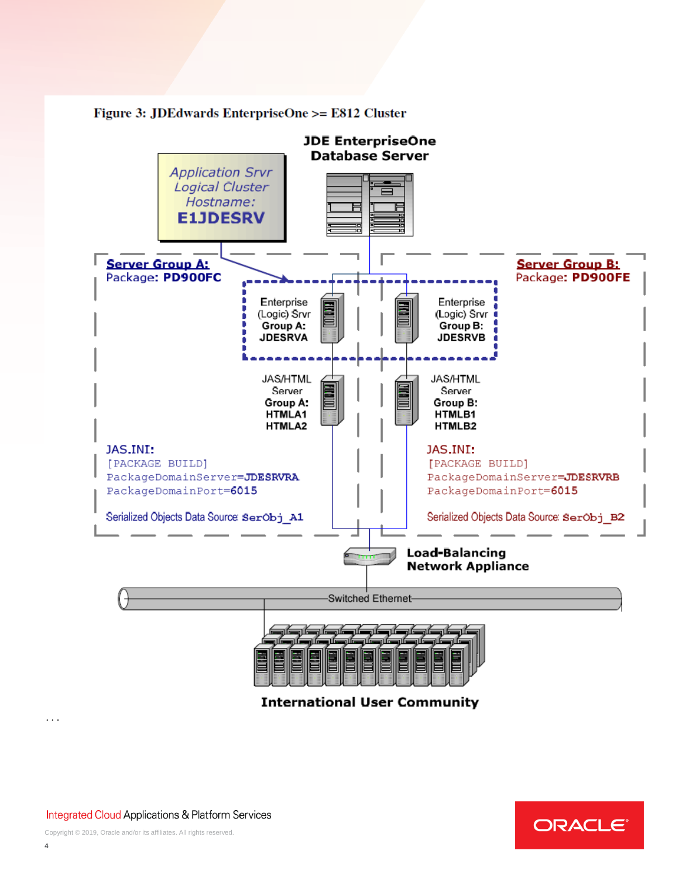**Figure 3: JDEdwards EnterpriseOne >= E812 Cluster**

JDE EnterpriseOne Database Server

Application Srvr Logical Cluster Hostname: E1JDESRV

Server Group A:
Package: PD900FC

Server Group B:
Package: PD900FE

Enterprise (Logic) Srvr Group A: JDESRVA

Enterprise (Logic) Srvr Group B: JDESRVB

JAS/HTML Server Group A: HTMLA1 HTMLA2

JAS/HTML Server Group B: HTMLB1 HTMLB2

JAS.INI:
[PACKAGE BUILD]
PackageDomainServer=JDESRVRA
PackageDomainPort=6015

Serialized Objects Data Source: SerObj_A1

JAS.INI:
[PACKAGE BUILD]
PackageDomainServer=JDESRVRB
PackageDomainPort=6015

Serialized Objects Data Source: SerObj_B2

Load-Balancing Network Appliance

Switched Ethernet

International User Community

. . .